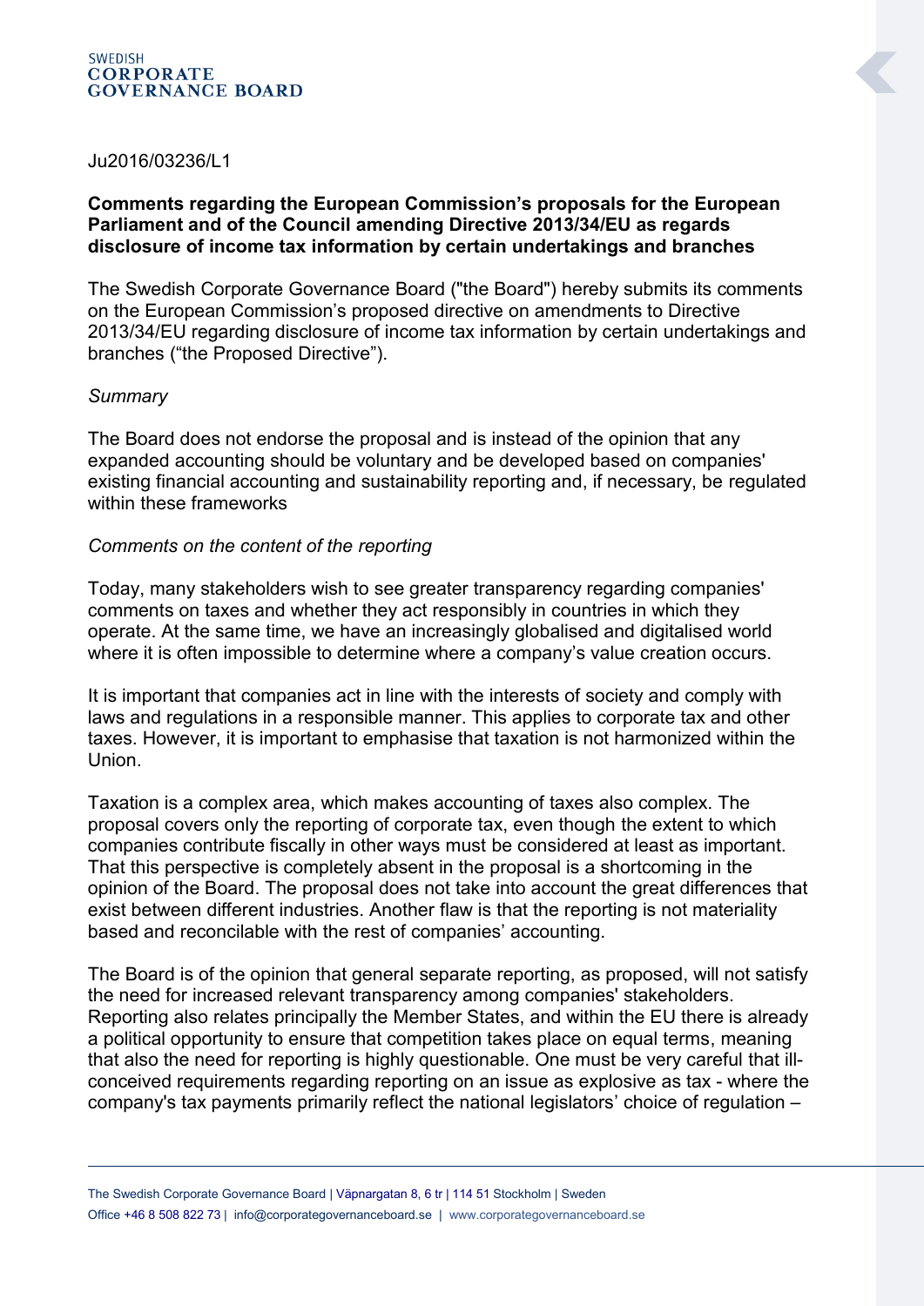SWEDISH
**CORPORATE GOVERNANCE BOARD**

Ju2016/03236/L1

**Comments regarding the European Commission's proposals for the European Parliament and of the Council amending Directive 2013/34/EU as regards disclosure of income tax information by certain undertakings and branches**

The Swedish Corporate Governance Board ("the Board") hereby submits its comments on the European Commission's proposed directive on amendments to Directive 2013/34/EU regarding disclosure of income tax information by certain undertakings and branches ("the Proposed Directive").

*Summary*

The Board does not endorse the proposal and is instead of the opinion that any expanded accounting should be voluntary and be developed based on companies' existing financial accounting and sustainability reporting and, if necessary, be regulated within these frameworks

*Comments on the content of the reporting*

Today, many stakeholders wish to see greater transparency regarding companies' comments on taxes and whether they act responsibly in countries in which they operate. At the same time, we have an increasingly globalised and digitalised world where it is often impossible to determine where a company's value creation occurs.

It is important that companies act in line with the interests of society and comply with laws and regulations in a responsible manner. This applies to corporate tax and other taxes. However, it is important to emphasise that taxation is not harmonized within the Union.

Taxation is a complex area, which makes accounting of taxes also complex. The proposal covers only the reporting of corporate tax, even though the extent to which companies contribute fiscally in other ways must be considered at least as important. That this perspective is completely absent in the proposal is a shortcoming in the opinion of the Board. The proposal does not take into account the great differences that exist between different industries. Another flaw is that the reporting is not materiality based and reconcilable with the rest of companies' accounting.

The Board is of the opinion that general separate reporting, as proposed, will not satisfy the need for increased relevant transparency among companies' stakeholders. Reporting also relates principally the Member States, and within the EU there is already a political opportunity to ensure that competition takes place on equal terms, meaning that also the need for reporting is highly questionable. One must be very careful that ill-conceived requirements regarding reporting on an issue as explosive as tax - where the company's tax payments primarily reflect the national legislators' choice of regulation –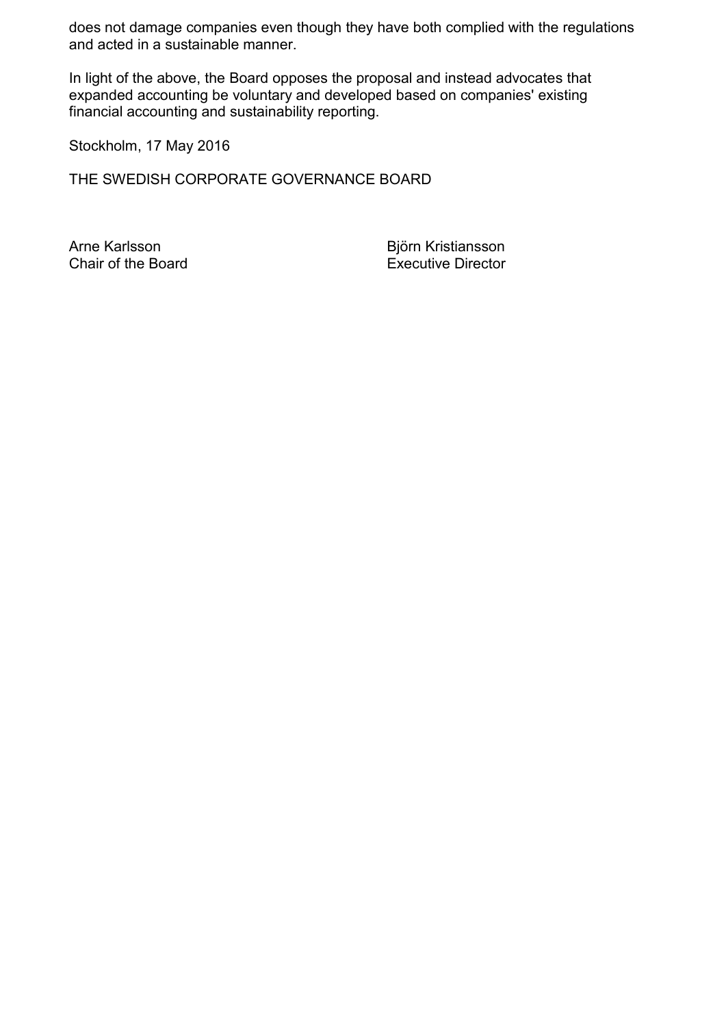does not damage companies even though they have both complied with the regulations and acted in a sustainable manner.

In light of the above, the Board opposes the proposal and instead advocates that expanded accounting be voluntary and developed based on companies' existing financial accounting and sustainability reporting.

Stockholm, 17 May 2016

THE SWEDISH CORPORATE GOVERNANCE BOARD

Arne Karlsson
Chair of the Board

Björn Kristiansson
Executive Director